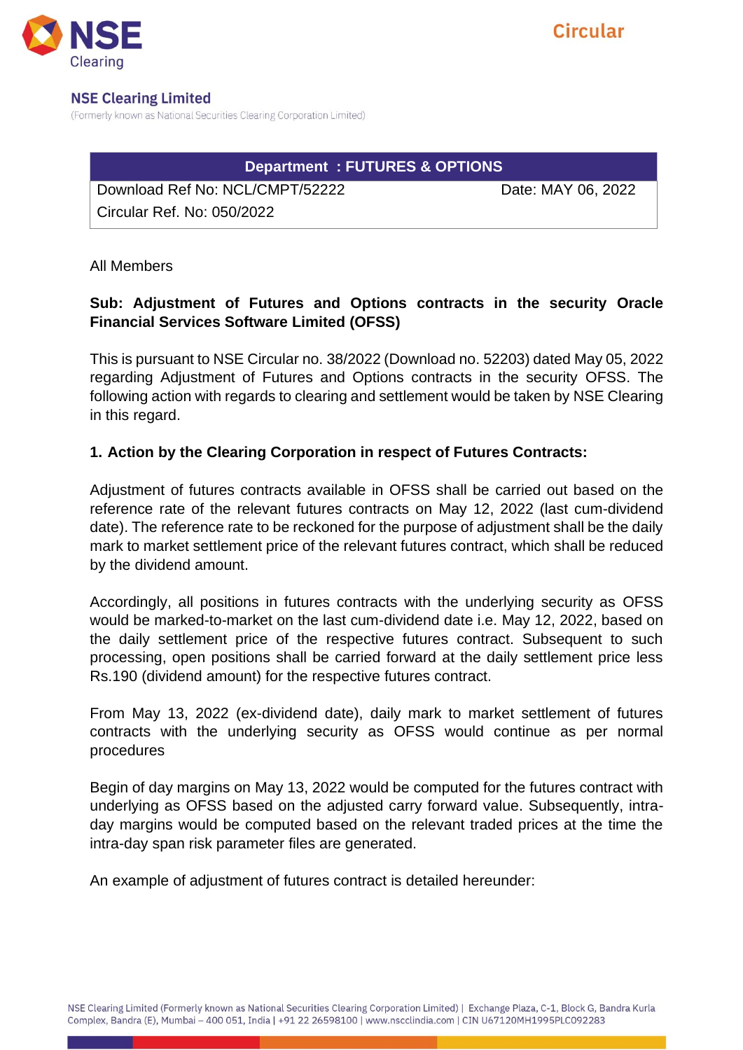# NSE Clearing Limited

(Formerly known as National Securities Clearing Corporation Limited)

Circular

| Department : FUTURES & OPTIONS | |
|---|---|
| Download Ref No: NCL/CMPT/52222 | Date: MAY 06, 2022 |
| Circular Ref. No: 050/2022 | |

All Members

**Sub: Adjustment of Futures and Options contracts in the security Oracle Financial Services Software Limited (OFSS)**

This is pursuant to NSE Circular no. 38/2022 (Download no. 52203) dated May 05, 2022 regarding Adjustment of Futures and Options contracts in the security OFSS. The following action with regards to clearing and settlement would be taken by NSE Clearing in this regard.

**1. Action by the Clearing Corporation in respect of Futures Contracts:**

Adjustment of futures contracts available in OFSS shall be carried out based on the reference rate of the relevant futures contracts on May 12, 2022 (last cum-dividend date). The reference rate to be reckoned for the purpose of adjustment shall be the daily mark to market settlement price of the relevant futures contract, which shall be reduced by the dividend amount.

Accordingly, all positions in futures contracts with the underlying security as OFSS would be marked-to-market on the last cum-dividend date i.e. May 12, 2022, based on the daily settlement price of the respective futures contract. Subsequent to such processing, open positions shall be carried forward at the daily settlement price less Rs.190 (dividend amount) for the respective futures contract.

From May 13, 2022 (ex-dividend date), daily mark to market settlement of futures contracts with the underlying security as OFSS would continue as per normal procedures

Begin of day margins on May 13, 2022 would be computed for the futures contract with underlying as OFSS based on the adjusted carry forward value. Subsequently, intra-day margins would be computed based on the relevant traded prices at the time the intra-day span risk parameter files are generated.

An example of adjustment of futures contract is detailed hereunder: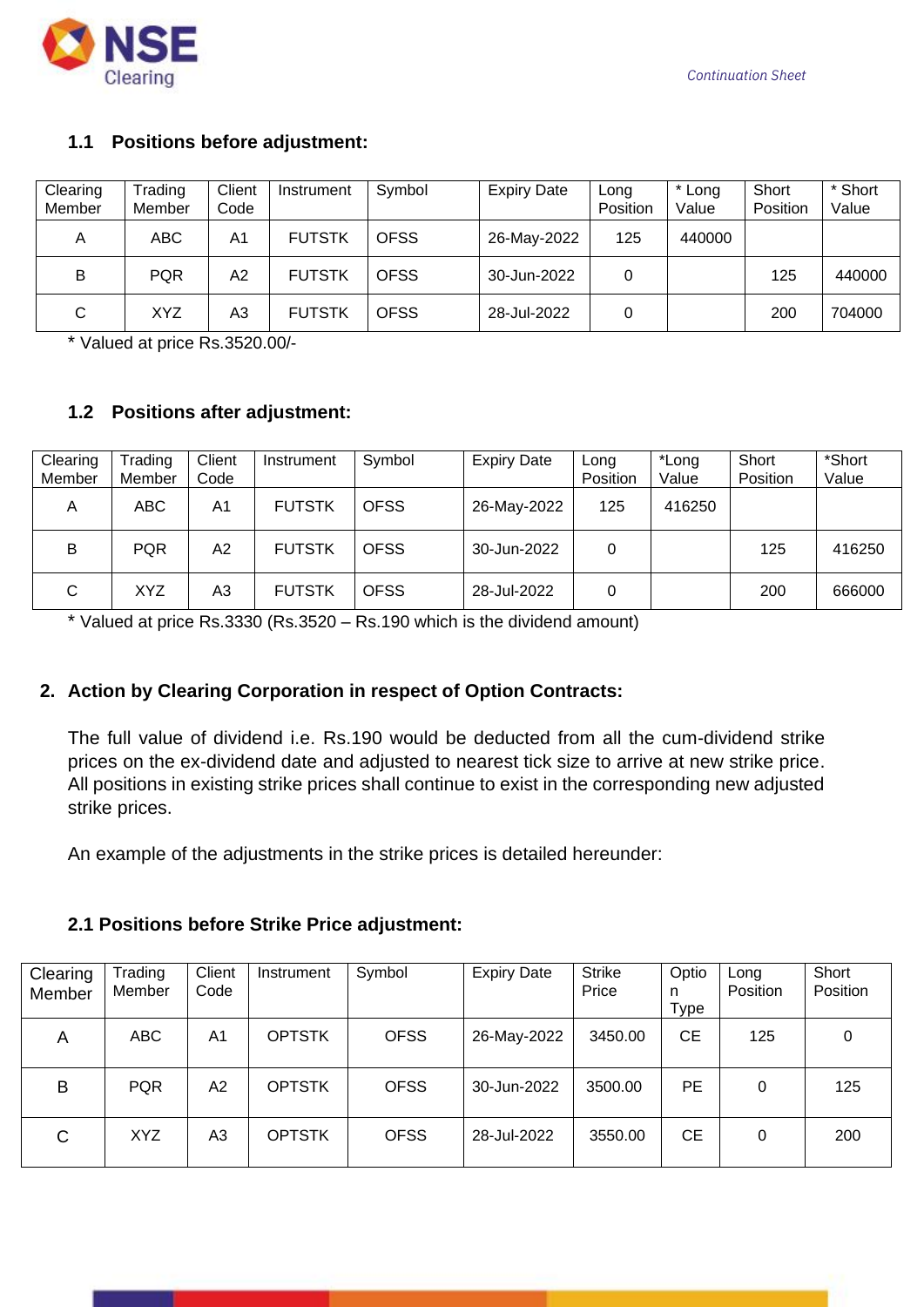### 1.1 Positions before adjustment:

| Clearing Member | Trading Member | Client Code | Instrument | Symbol | Expiry Date | Long Position | * Long Value | Short Position | * Short Value |
|---|---|---|---|---|---|---|---|---|---|
| A | ABC | A1 | FUTSTK | OFSS | 26-May-2022 | 125 | 440000 | | |
| B | PQR | A2 | FUTSTK | OFSS | 30-Jun-2022 | 0 | | 125 | 440000 |
| C | XYZ | A3 | FUTSTK | OFSS | 28-Jul-2022 | 0 | | 200 | 704000 |

* Valued at price Rs.3520.00/-

### 1.2 Positions after adjustment:

| Clearing Member | Trading Member | Client Code | Instrument | Symbol | Expiry Date | Long Position | *Long Value | Short Position | *Short Value |
|---|---|---|---|---|---|---|---|---|---|
| A | ABC | A1 | FUTSTK | OFSS | 26-May-2022 | 125 | 416250 | | |
| B | PQR | A2 | FUTSTK | OFSS | 30-Jun-2022 | 0 | | 125 | 416250 |
| C | XYZ | A3 | FUTSTK | OFSS | 28-Jul-2022 | 0 | | 200 | 666000 |

* Valued at price Rs.3330 (Rs.3520 – Rs.190 which is the dividend amount)

## 2. Action by Clearing Corporation in respect of Option Contracts:

The full value of dividend i.e. Rs.190 would be deducted from all the cum-dividend strike prices on the ex-dividend date and adjusted to nearest tick size to arrive at new strike price. All positions in existing strike prices shall continue to exist in the corresponding new adjusted strike prices.

An example of the adjustments in the strike prices is detailed hereunder:

### 2.1 Positions before Strike Price adjustment:

| Clearing Member | Trading Member | Client Code | Instrument | Symbol | Expiry Date | Strike Price | Option Type | Long Position | Short Position |
|---|---|---|---|---|---|---|---|---|---|
| A | ABC | A1 | OPTSTK | OFSS | 26-May-2022 | 3450.00 | CE | 125 | 0 |
| B | PQR | A2 | OPTSTK | OFSS | 30-Jun-2022 | 3500.00 | PE | 0 | 125 |
| C | XYZ | A3 | OPTSTK | OFSS | 28-Jul-2022 | 3550.00 | CE | 0 | 200 |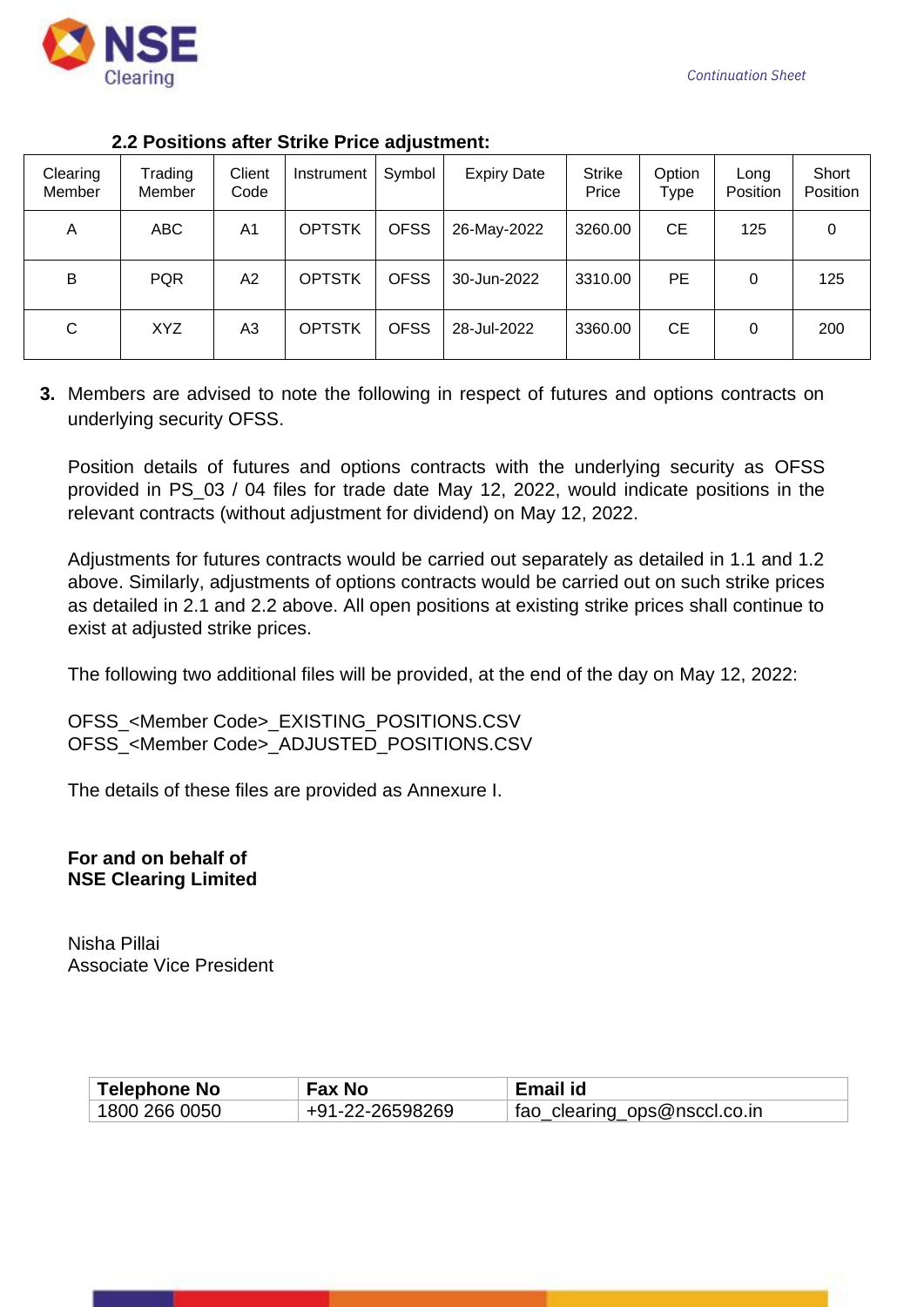**2.2 Positions after Strike Price adjustment:**

| Clearing Member | Trading Member | Client Code | Instrument | Symbol | Expiry Date | Strike Price | Option Type | Long Position | Short Position |
|---|---|---|---|---|---|---|---|---|---|
| A | ABC | A1 | OPTSTK | OFSS | 26-May-2022 | 3260.00 | CE | 125 | 0 |
| B | PQR | A2 | OPTSTK | OFSS | 30-Jun-2022 | 3310.00 | PE | 0 | 125 |
| C | XYZ | A3 | OPTSTK | OFSS | 28-Jul-2022 | 3360.00 | CE | 0 | 200 |

**3.** Members are advised to note the following in respect of futures and options contracts on underlying security OFSS.

Position details of futures and options contracts with the underlying security as OFSS provided in PS_03 / 04 files for trade date May 12, 2022, would indicate positions in the relevant contracts (without adjustment for dividend) on May 12, 2022.

Adjustments for futures contracts would be carried out separately as detailed in 1.1 and 1.2 above. Similarly, adjustments of options contracts would be carried out on such strike prices as detailed in 2.1 and 2.2 above. All open positions at existing strike prices shall continue to exist at adjusted strike prices.

The following two additional files will be provided, at the end of the day on May 12, 2022:

OFSS_<Member Code>_EXISTING_POSITIONS.CSV
OFSS_<Member Code>_ADJUSTED_POSITIONS.CSV

The details of these files are provided as Annexure I.

**For and on behalf of**
**NSE Clearing Limited**

Nisha Pillai
Associate Vice President

| Telephone No | Fax No | Email id |
|---|---|---|
| 1800 266 0050 | +91-22-26598269 | fao_clearing_ops@nsccl.co.in |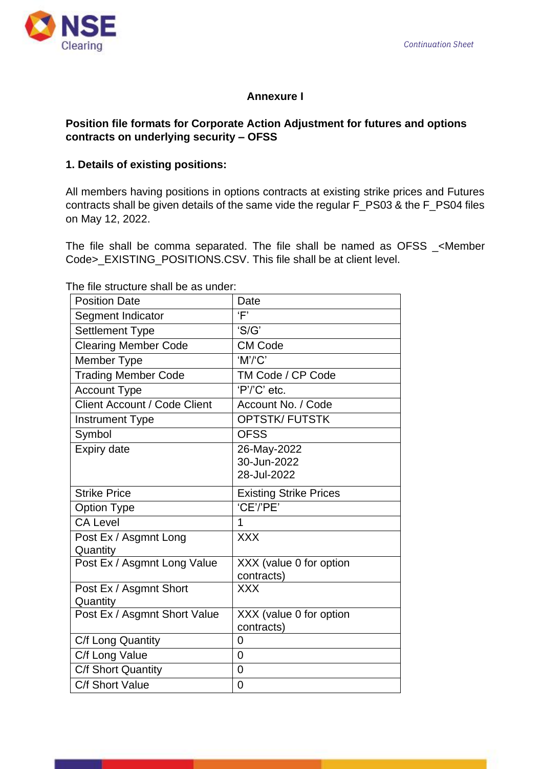## Annexure I

**Position file formats for Corporate Action Adjustment for futures and options contracts on underlying security – OFSS**

**1. Details of existing positions:**

All members having positions in options contracts at existing strike prices and Futures contracts shall be given details of the same vide the regular F_PS03 & the F_PS04 files on May 12, 2022.

The file shall be comma separated. The file shall be named as OFSS _<Member Code>_EXISTING_POSITIONS.CSV. This file shall be at client level.

The file structure shall be as under:

| | |
|---|---|
| Position Date | Date |
| Segment Indicator | 'F' |
| Settlement Type | 'S/G' |
| Clearing Member Code | CM Code |
| Member Type | 'M'/'C' |
| Trading Member Code | TM Code / CP Code |
| Account Type | 'P'/'C' etc. |
| Client Account / Code Client | Account No. / Code |
| Instrument Type | OPTSTK/ FUTSTK |
| Symbol | OFSS |
| Expiry date | 26-May-2022<br>30-Jun-2022<br>28-Jul-2022 |
| Strike Price | Existing Strike Prices |
| Option Type | 'CE'/'PE' |
| CA Level | 1 |
| Post Ex / Asgmnt Long Quantity | XXX |
| Post Ex / Asgmnt Long Value | XXX (value 0 for option contracts) |
| Post Ex / Asgmnt Short Quantity | XXX |
| Post Ex / Asgmnt Short Value | XXX (value 0 for option contracts) |
| C/f Long Quantity | 0 |
| C/f Long Value | 0 |
| C/f Short Quantity | 0 |
| C/f Short Value | 0 |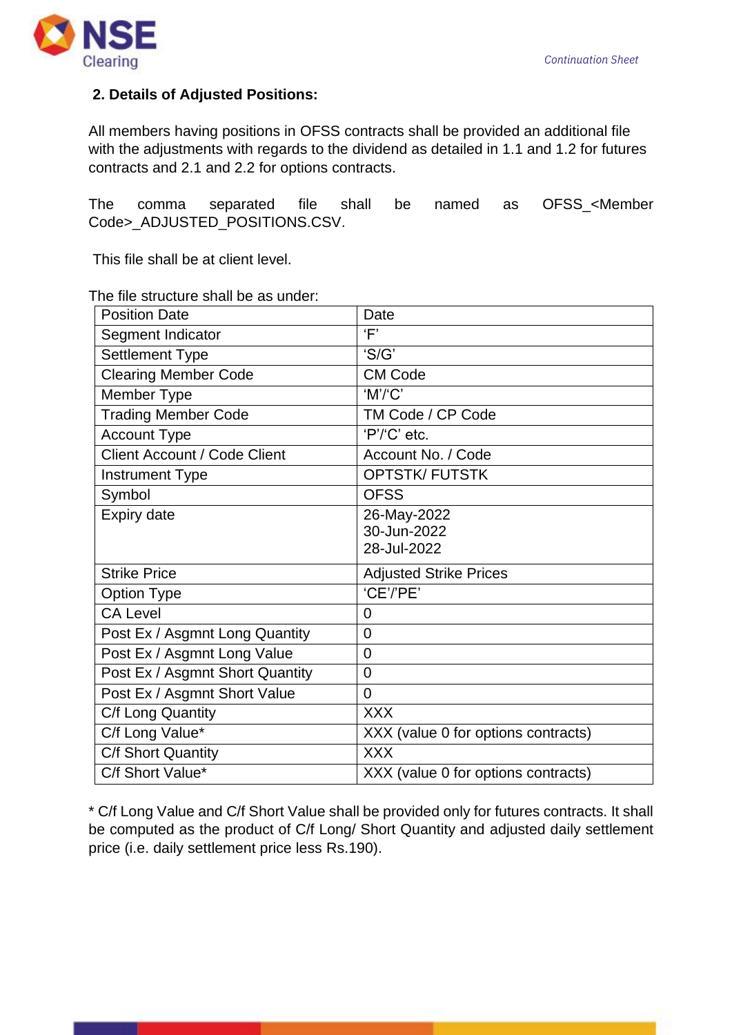## 2. Details of Adjusted Positions:

All members having positions in OFSS contracts shall be provided an additional file with the adjustments with regards to the dividend as detailed in 1.1 and 1.2 for futures contracts and 2.1 and 2.2 for options contracts.

The comma separated file shall be named as OFSS_<Member Code>_ADJUSTED_POSITIONS.CSV.

This file shall be at client level.

The file structure shall be as under:

| | |
|---|---|
| Position Date | Date |
| Segment Indicator | 'F' |
| Settlement Type | 'S/G' |
| Clearing Member Code | CM Code |
| Member Type | 'M'/'C' |
| Trading Member Code | TM Code / CP Code |
| Account Type | 'P'/'C' etc. |
| Client Account / Code Client | Account No. / Code |
| Instrument Type | OPTSTK/ FUTSTK |
| Symbol | OFSS |
| Expiry date | 26-May-2022<br>30-Jun-2022<br>28-Jul-2022 |
| Strike Price | Adjusted Strike Prices |
| Option Type | 'CE'/'PE' |
| CA Level | 0 |
| Post Ex / Asgmnt Long Quantity | 0 |
| Post Ex / Asgmnt Long Value | 0 |
| Post Ex / Asgmnt Short Quantity | 0 |
| Post Ex / Asgmnt Short Value | 0 |
| C/f Long Quantity | XXX |
| C/f Long Value* | XXX (value 0 for options contracts) |
| C/f Short Quantity | XXX |
| C/f Short Value* | XXX (value 0 for options contracts) |

* C/f Long Value and C/f Short Value shall be provided only for futures contracts. It shall be computed as the product of C/f Long/ Short Quantity and adjusted daily settlement price (i.e. daily settlement price less Rs.190).